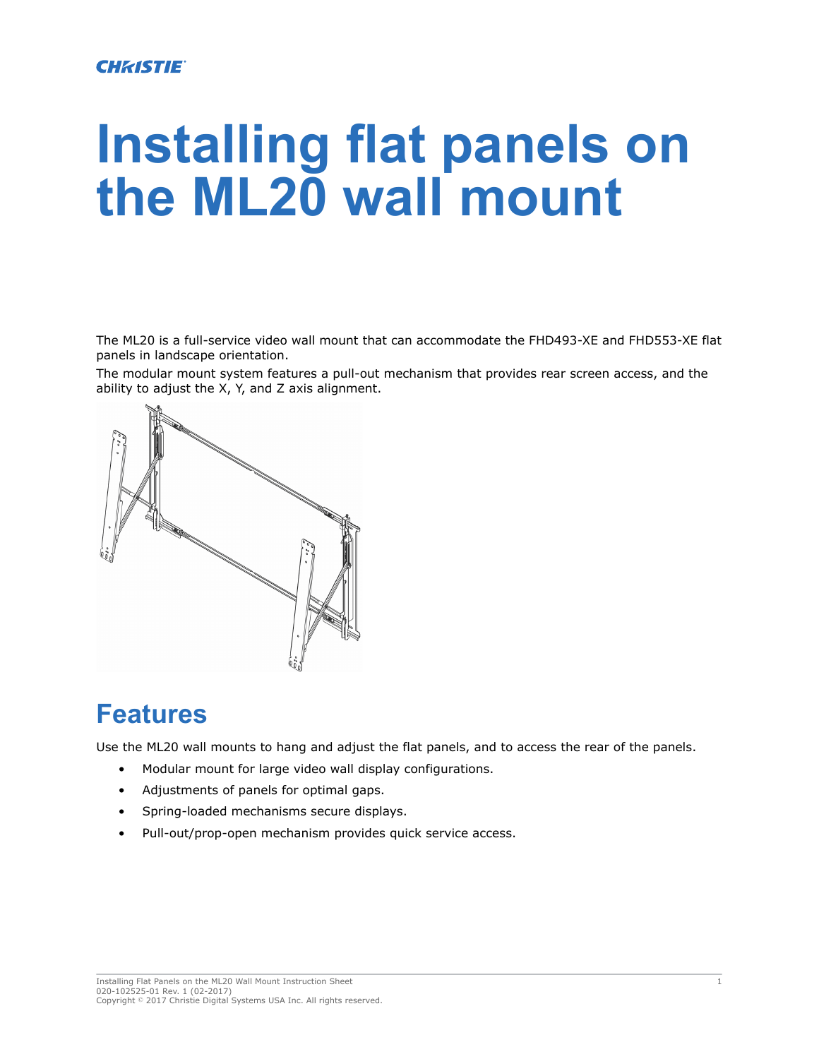# Installing flat panels on the ML20 wall mount

The ML20 is a full-service video wall mount that can accommodate the FHD493-XE and FHD553-XE flat panels in landscape orientation.

The modular mount system features a pull-out mechanism that provides rear screen access, and the ability to adjust the X, Y, and Z axis alignment.

## Features

Use the ML20 wall mounts to hang and adjust the flat panels, and to access the rear of the panels.

- Modular mount for large video wall display configurations.
- Adjustments of panels for optimal gaps.
- Spring-loaded mechanisms secure displays.
- Pull-out/prop-open mechanism provides quick service access.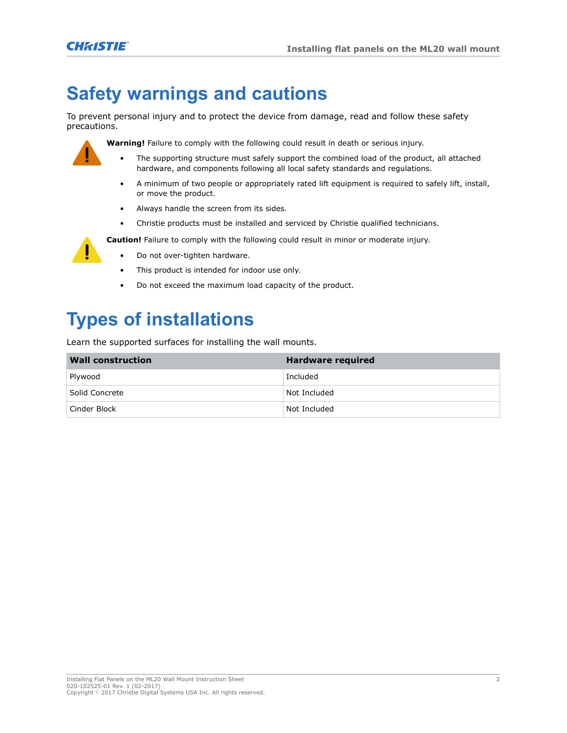# Safety warnings and cautions

To prevent personal injury and to protect the device from damage, read and follow these safety precautions.

**Warning!** Failure to comply with the following could result in death or serious injury.

- The supporting structure must safely support the combined load of the product, all attached hardware, and components following all local safety standards and regulations.
- A minimum of two people or appropriately rated lift equipment is required to safely lift, install, or move the product.
- Always handle the screen from its sides.
- Christie products must be installed and serviced by Christie qualified technicians.

**Caution!** Failure to comply with the following could result in minor or moderate injury.

- Do not over-tighten hardware.
- This product is intended for indoor use only.
- Do not exceed the maximum load capacity of the product.

# Types of installations

Learn the supported surfaces for installing the wall mounts.

| Wall construction | Hardware required |
|---|---|
| Plywood | Included |
| Solid Concrete | Not Included |
| Cinder Block | Not Included |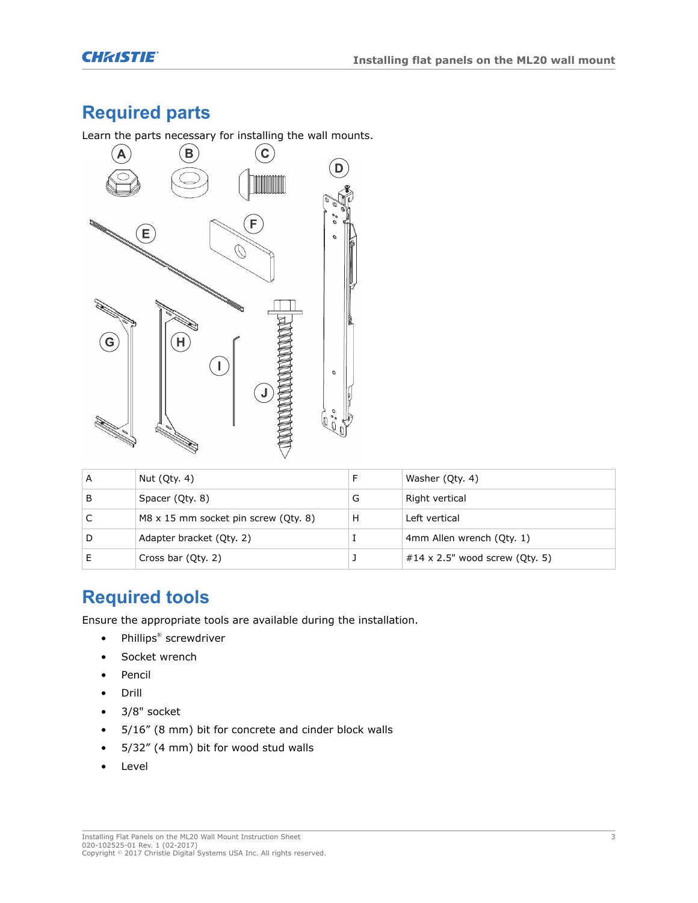# Required parts

Learn the parts necessary for installing the wall mounts.

| A | Nut (Qty. 4) | F | Washer (Qty. 4) |
|---|---|---|---|
| B | Spacer (Qty. 8) | G | Right vertical |
| C | M8 x 15 mm socket pin screw (Qty. 8) | H | Left vertical |
| D | Adapter bracket (Qty. 2) | I | 4mm Allen wrench (Qty. 1) |
| E | Cross bar (Qty. 2) | J | #14 x 2.5" wood screw (Qty. 5) |

# Required tools

Ensure the appropriate tools are available during the installation.

- Phillips® screwdriver
- Socket wrench
- Pencil
- Drill
- 3/8" socket
- 5/16” (8 mm) bit for concrete and cinder block walls
- 5/32” (4 mm) bit for wood stud walls
- Level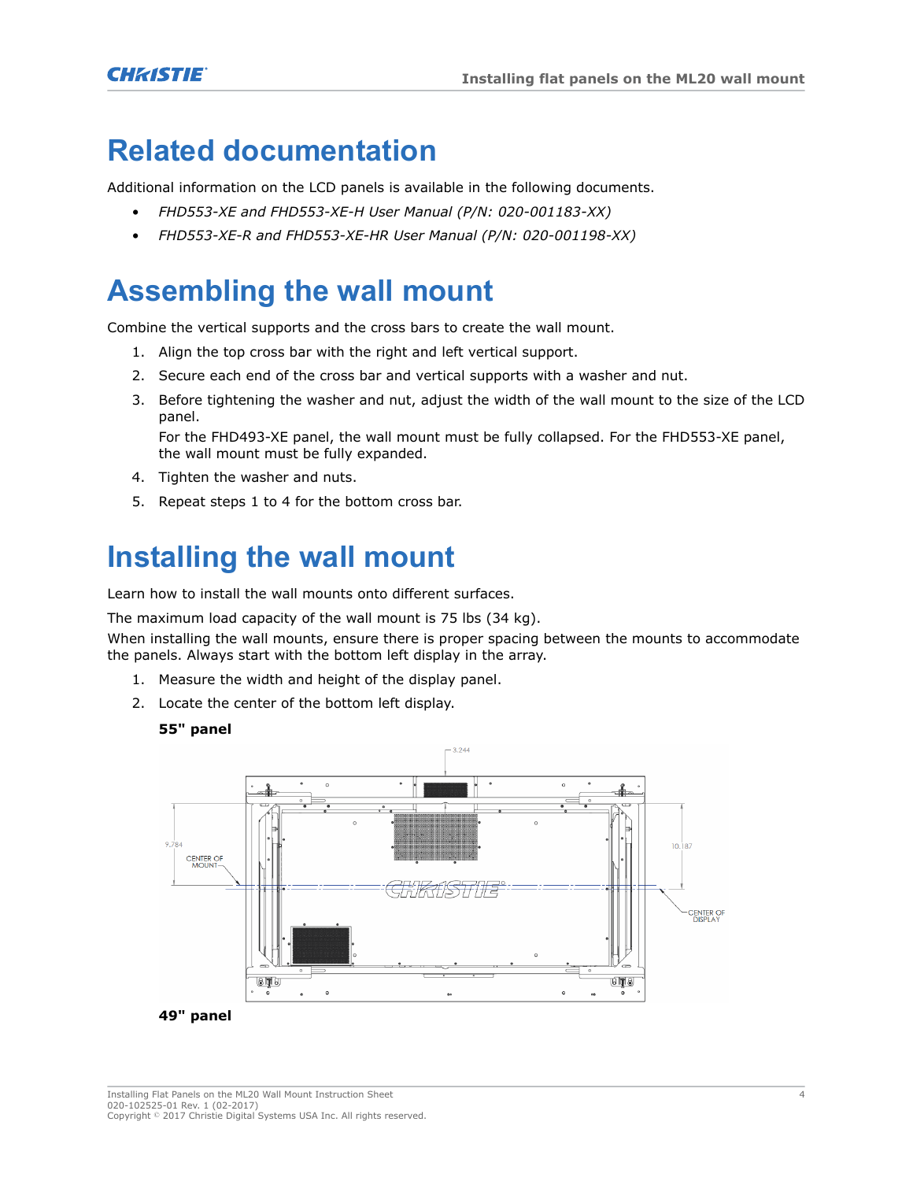# Related documentation

Additional information on the LCD panels is available in the following documents.

- *FHD553-XE and FHD553-XE-H User Manual (P/N: 020-001183-XX)*
- *FHD553-XE-R and FHD553-XE-HR User Manual (P/N: 020-001198-XX)*

# Assembling the wall mount

Combine the vertical supports and the cross bars to create the wall mount.

1. Align the top cross bar with the right and left vertical support.
2. Secure each end of the cross bar and vertical supports with a washer and nut.
3. Before tightening the washer and nut, adjust the width of the wall mount to the size of the LCD panel.
   For the FHD493-XE panel, the wall mount must be fully collapsed. For the FHD553-XE panel, the wall mount must be fully expanded.
4. Tighten the washer and nuts.
5. Repeat steps 1 to 4 for the bottom cross bar.

# Installing the wall mount

Learn how to install the wall mounts onto different surfaces.

The maximum load capacity of the wall mount is 75 lbs (34 kg).

When installing the wall mounts, ensure there is proper spacing between the mounts to accommodate the panels. Always start with the bottom left display in the array.

1. Measure the width and height of the display panel.
2. Locate the center of the bottom left display.

**55" panel**

3.244

9.784

CENTER OF MOUNT

10.187

CENTER OF DISPLAY

**49" panel**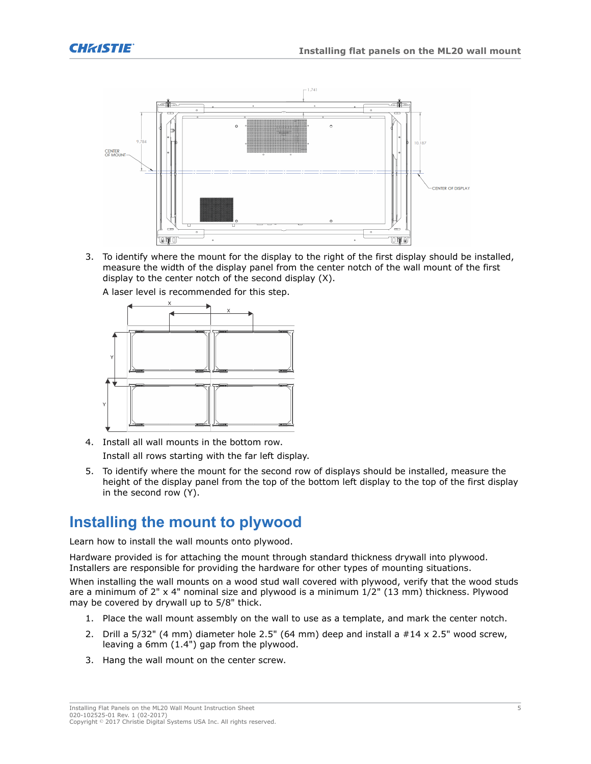3. To identify where the mount for the display to the right of the first display should be installed, measure the width of the display panel from the center notch of the wall mount of the first display to the center notch of the second display (X).

   A laser level is recommended for this step.

4. Install all wall mounts in the bottom row.

   Install all rows starting with the far left display.

5. To identify where the mount for the second row of displays should be installed, measure the height of the display panel from the top of the bottom left display to the top of the first display in the second row (Y).

## Installing the mount to plywood

Learn how to install the wall mounts onto plywood.

Hardware provided is for attaching the mount through standard thickness drywall into plywood. Installers are responsible for providing the hardware for other types of mounting situations.

When installing the wall mounts on a wood stud wall covered with plywood, verify that the wood studs are a minimum of 2" x 4" nominal size and plywood is a minimum 1/2" (13 mm) thickness. Plywood may be covered by drywall up to 5/8" thick.

1. Place the wall mount assembly on the wall to use as a template, and mark the center notch.
2. Drill a 5/32" (4 mm) diameter hole 2.5" (64 mm) deep and install a #14 x 2.5" wood screw, leaving a 6mm (1.4") gap from the plywood.
3. Hang the wall mount on the center screw.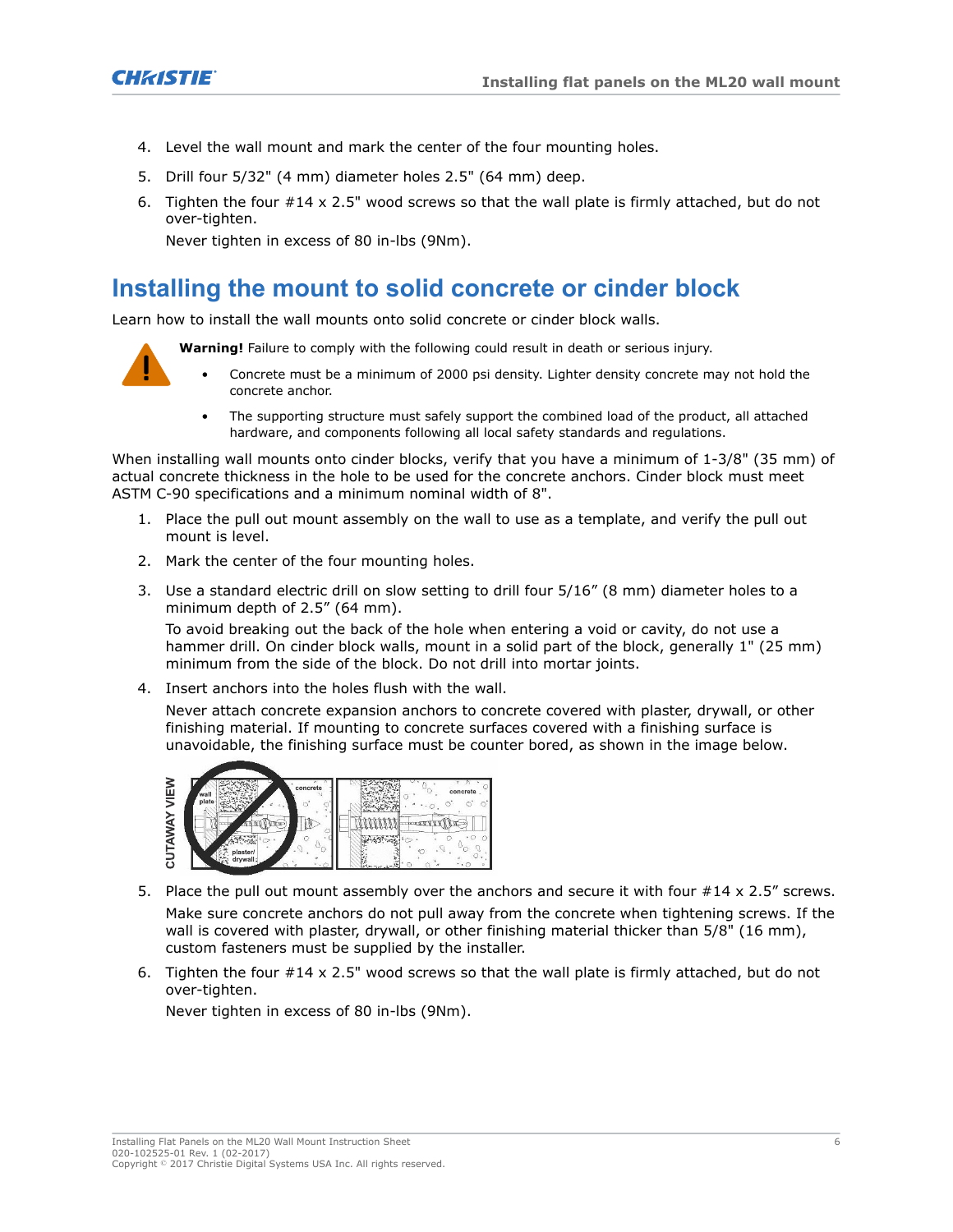4. Level the wall mount and mark the center of the four mounting holes.
5. Drill four 5/32" (4 mm) diameter holes 2.5" (64 mm) deep.
6. Tighten the four #14 x 2.5" wood screws so that the wall plate is firmly attached, but do not over-tighten.

   Never tighten in excess of 80 in-lbs (9Nm).

## Installing the mount to solid concrete or cinder block

Learn how to install the wall mounts onto solid concrete or cinder block walls.

**Warning!** Failure to comply with the following could result in death or serious injury.

- Concrete must be a minimum of 2000 psi density. Lighter density concrete may not hold the concrete anchor.
- The supporting structure must safely support the combined load of the product, all attached hardware, and components following all local safety standards and regulations.

When installing wall mounts onto cinder blocks, verify that you have a minimum of 1-3/8" (35 mm) of actual concrete thickness in the hole to be used for the concrete anchors. Cinder block must meet ASTM C-90 specifications and a minimum nominal width of 8".

1. Place the pull out mount assembly on the wall to use as a template, and verify the pull out mount is level.
2. Mark the center of the four mounting holes.
3. Use a standard electric drill on slow setting to drill four 5/16" (8 mm) diameter holes to a minimum depth of 2.5" (64 mm).

   To avoid breaking out the back of the hole when entering a void or cavity, do not use a hammer drill. On cinder block walls, mount in a solid part of the block, generally 1" (25 mm) minimum from the side of the block. Do not drill into mortar joints.
4. Insert anchors into the holes flush with the wall.

   Never attach concrete expansion anchors to concrete covered with plaster, drywall, or other finishing material. If mounting to concrete surfaces covered with a finishing surface is unavoidable, the finishing surface must be counter bored, as shown in the image below.

5. Place the pull out mount assembly over the anchors and secure it with four #14 x 2.5" screws.

   Make sure concrete anchors do not pull away from the concrete when tightening screws. If the wall is covered with plaster, drywall, or other finishing material thicker than 5/8" (16 mm), custom fasteners must be supplied by the installer.
6. Tighten the four #14 x 2.5" wood screws so that the wall plate is firmly attached, but do not over-tighten.

   Never tighten in excess of 80 in-lbs (9Nm).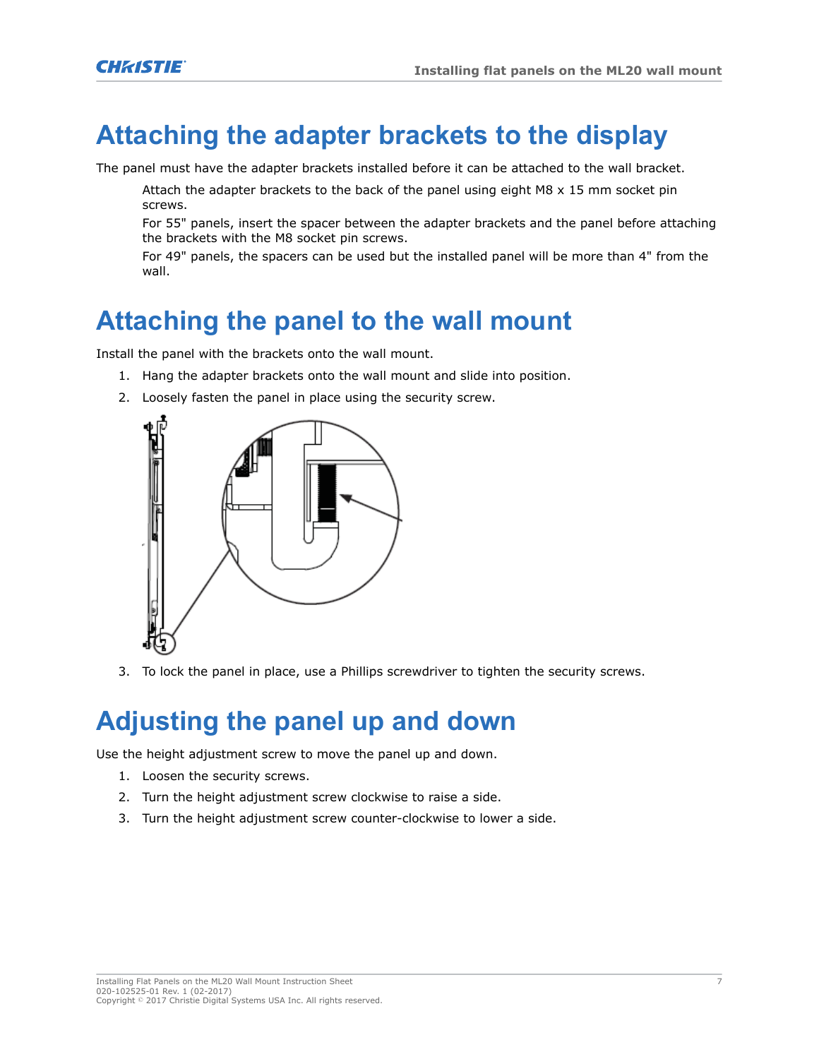# Attaching the adapter brackets to the display

The panel must have the adapter brackets installed before it can be attached to the wall bracket.

Attach the adapter brackets to the back of the panel using eight M8 x 15 mm socket pin screws.

For 55" panels, insert the spacer between the adapter brackets and the panel before attaching the brackets with the M8 socket pin screws.

For 49" panels, the spacers can be used but the installed panel will be more than 4" from the wall.

# Attaching the panel to the wall mount

Install the panel with the brackets onto the wall mount.

1. Hang the adapter brackets onto the wall mount and slide into position.
2. Loosely fasten the panel in place using the security screw.
3. To lock the panel in place, use a Phillips screwdriver to tighten the security screws.

# Adjusting the panel up and down

Use the height adjustment screw to move the panel up and down.

1. Loosen the security screws.
2. Turn the height adjustment screw clockwise to raise a side.
3. Turn the height adjustment screw counter-clockwise to lower a side.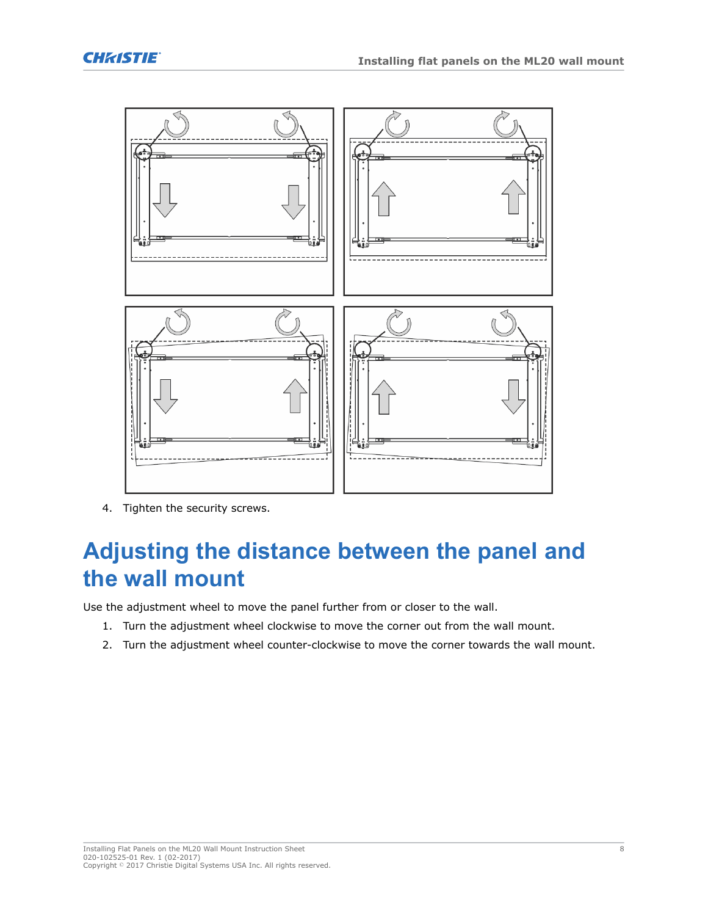4. Tighten the security screws.

# Adjusting the distance between the panel and the wall mount

Use the adjustment wheel to move the panel further from or closer to the wall.

1. Turn the adjustment wheel clockwise to move the corner out from the wall mount.
2. Turn the adjustment wheel counter-clockwise to move the corner towards the wall mount.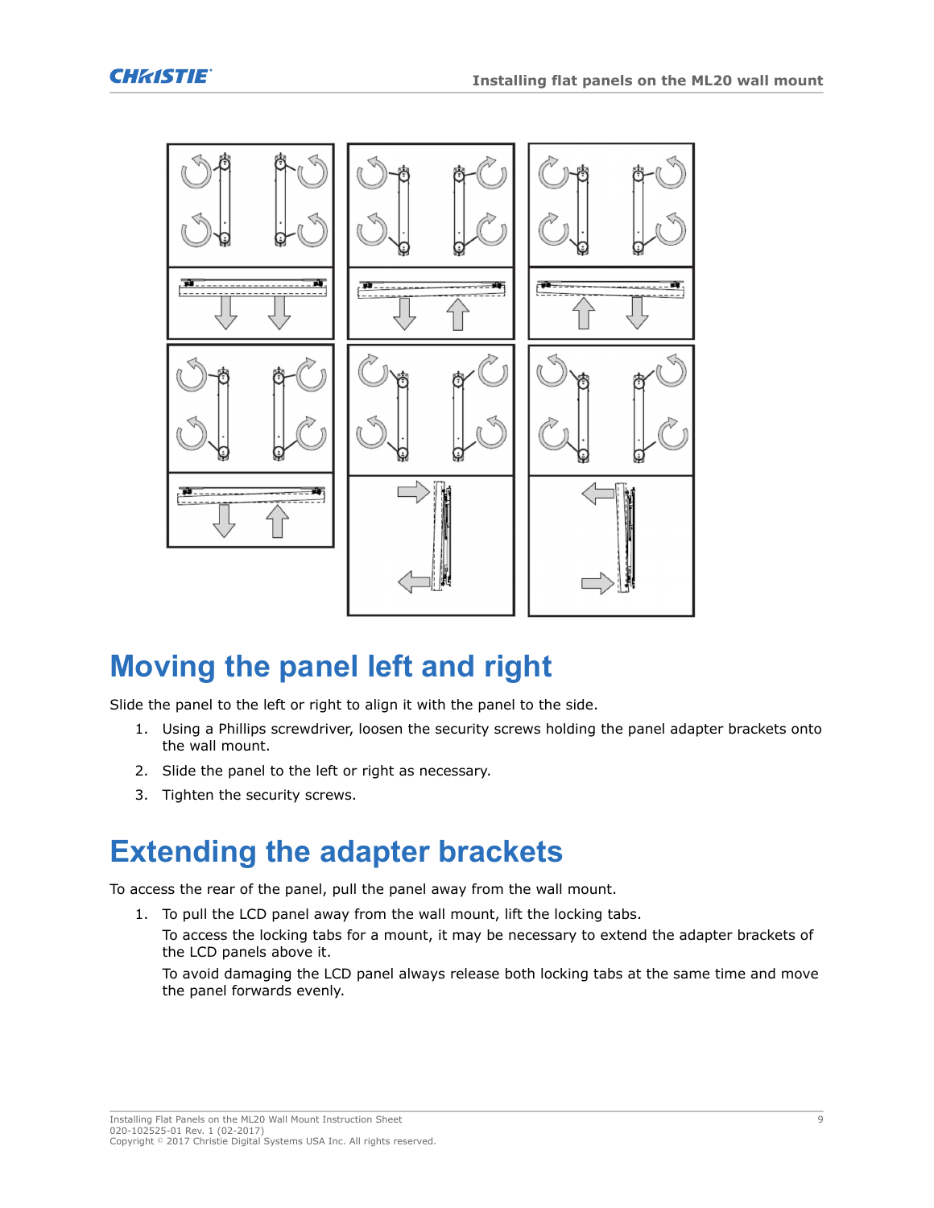# Moving the panel left and right

Slide the panel to the left or right to align it with the panel to the side.

1. Using a Phillips screwdriver, loosen the security screws holding the panel adapter brackets onto the wall mount.
2. Slide the panel to the left or right as necessary.
3. Tighten the security screws.

# Extending the adapter brackets

To access the rear of the panel, pull the panel away from the wall mount.

1. To pull the LCD panel away from the wall mount, lift the locking tabs.

   To access the locking tabs for a mount, it may be necessary to extend the adapter brackets of the LCD panels above it.

   To avoid damaging the LCD panel always release both locking tabs at the same time and move the panel forwards evenly.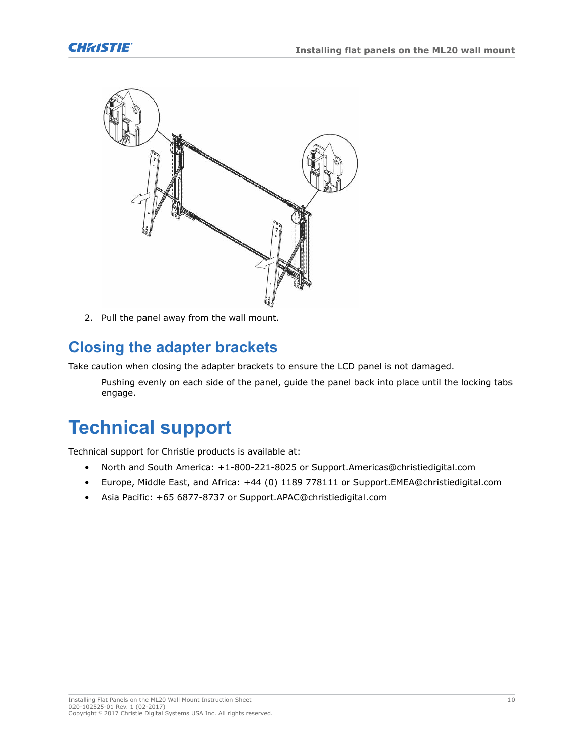2. Pull the panel away from the wall mount.

## Closing the adapter brackets

Take caution when closing the adapter brackets to ensure the LCD panel is not damaged.

Pushing evenly on each side of the panel, guide the panel back into place until the locking tabs engage.

# Technical support

Technical support for Christie products is available at:

- North and South America: +1-800-221-8025 or Support.Americas@christiedigital.com
- Europe, Middle East, and Africa: +44 (0) 1189 778111 or Support.EMEA@christiedigital.com
- Asia Pacific: +65 6877-8737 or Support.APAC@christiedigital.com